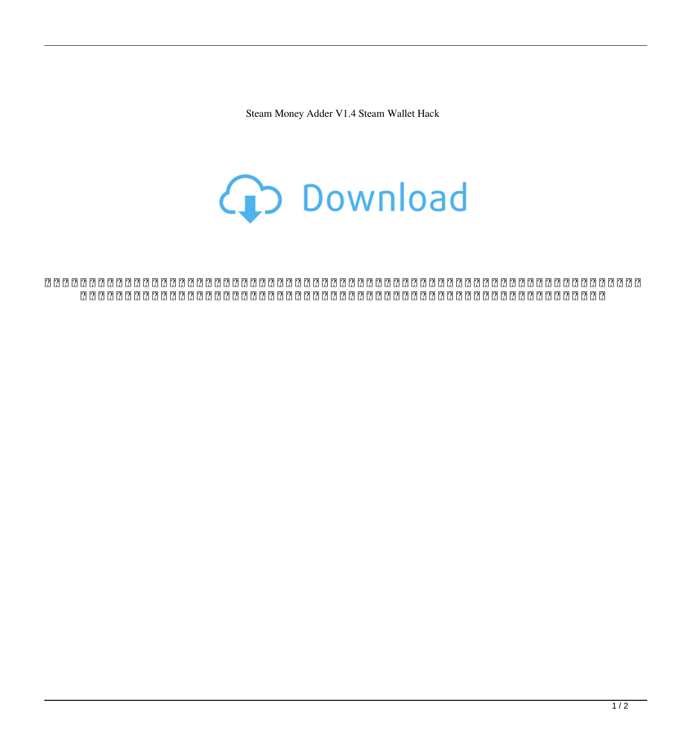Steam Money Adder V1.4 Steam Wallet Hack

Download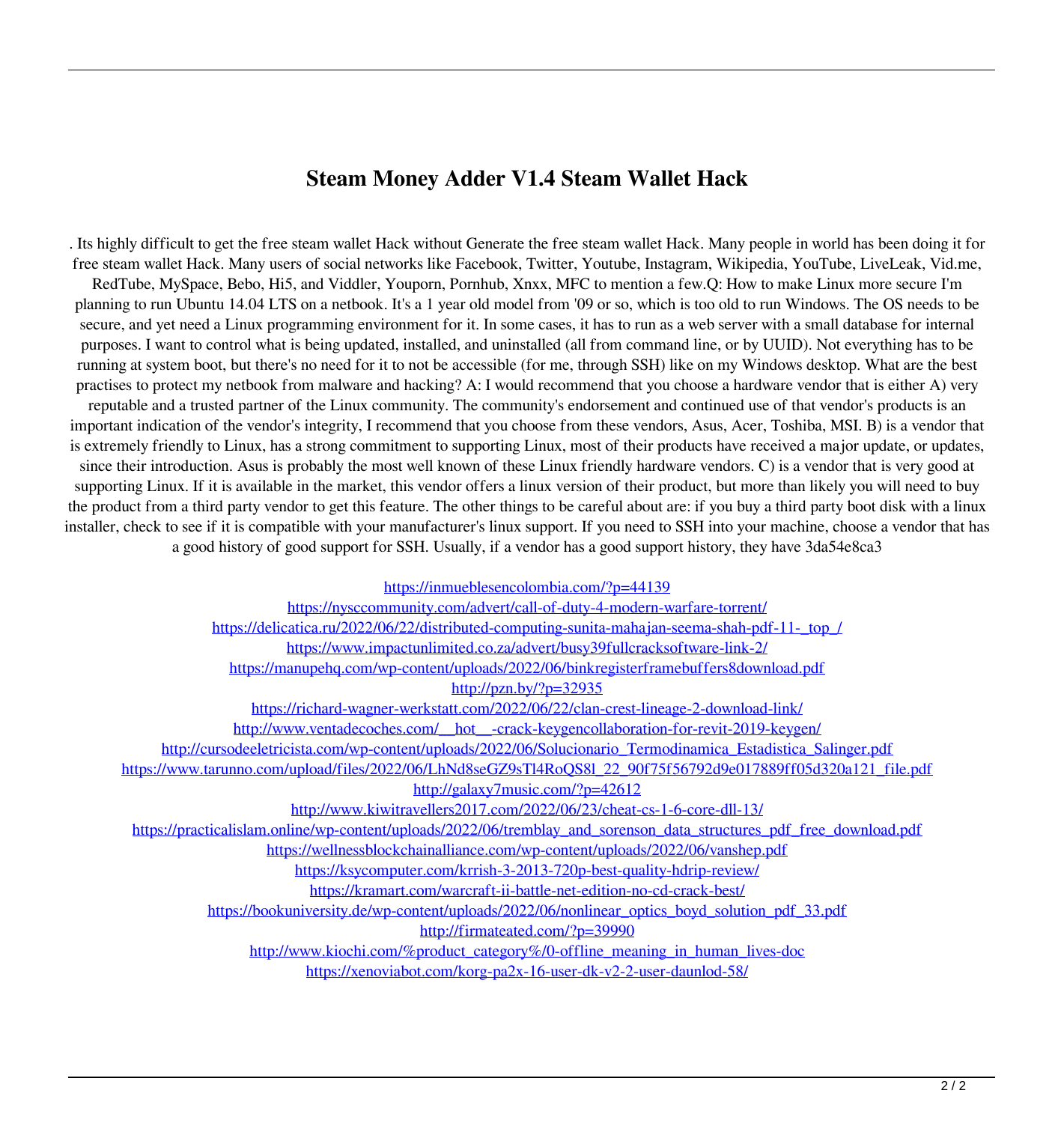# Steam Money Adder V1.4 Steam Wallet Hack

. Its highly difficult to get the free steam wallet Hack without Generate the free steam wallet Hack. Many people in world has been doing it for free steam wallet Hack. Many users of social networks like Facebook, Twitter, Youtube, Instagram, Wikipedia, YouTube, LiveLeak, Vid.me, RedTube, MySpace, Bebo, Hi5, and Viddler, Youporn, Pornhub, Xnxx, MFC to mention a few.Q: How to make Linux more secure I'm planning to run Ubuntu 14.04 LTS on a netbook. It's a 1 year old model from '09 or so, which is too old to run Windows. The OS needs to be secure, and yet need a Linux programming environment for it. In some cases, it has to run as a web server with a small database for internal purposes. I want to control what is being updated, installed, and uninstalled (all from command line, or by UUID). Not everything has to be running at system boot, but there's no need for it to not be accessible (for me, through SSH) like on my Windows desktop. What are the best practises to protect my netbook from malware and hacking? A: I would recommend that you choose a hardware vendor that is either A) very reputable and a trusted partner of the Linux community. The community's endorsement and continued use of that vendor's products is an important indication of the vendor's integrity, I recommend that you choose from these vendors, Asus, Acer, Toshiba, MSI. B) is a vendor that is extremely friendly to Linux, has a strong commitment to supporting Linux, most of their products have received a major update, or updates, since their introduction. Asus is probably the most well known of these Linux friendly hardware vendors. C) is a vendor that is very good at supporting Linux. If it is available in the market, this vendor offers a linux version of their product, but more than likely you will need to buy the product from a third party vendor to get this feature. The other things to be careful about are: if you buy a third party boot disk with a linux installer, check to see if it is compatible with your manufacturer's linux support. If you need to SSH into your machine, choose a vendor that has a good history of good support for SSH. Usually, if a vendor has a good support history, they have 3da54e8ca3

https://inmueblesencolombia.com/?p=44139
https://nysccommunity.com/advert/call-of-duty-4-modern-warfare-torrent/
https://delicatica.ru/2022/06/22/distributed-computing-sunita-mahajan-seema-shah-pdf-11-_top_/
https://www.impactunlimited.co.za/advert/busy39fullcracksoftware-link-2/
https://manupehq.com/wp-content/uploads/2022/06/binkregisterframebuffers8download.pdf
http://pzn.by/?p=32935
https://richard-wagner-werkstatt.com/2022/06/22/clan-crest-lineage-2-download-link/
http://www.ventadecoches.com/__hot__-crack-keygencollaboration-for-revit-2019-keygen/
http://cursodeeletricista.com/wp-content/uploads/2022/06/Solucionario_Termodinamica_Estadistica_Salinger.pdf
https://www.tarunno.com/upload/files/2022/06/LhNd8seGZ9sTl4RoQS8l_22_90f75f56792d9e017889ff05d320a121_file.pdf
http://galaxy7music.com/?p=42612
http://www.kiwitravellers2017.com/2022/06/23/cheat-cs-1-6-core-dll-13/
https://practicalislam.online/wp-content/uploads/2022/06/tremblay_and_sorenson_data_structures_pdf_free_download.pdf
https://wellnessblockchainalliance.com/wp-content/uploads/2022/06/vanshep.pdf
https://ksycomputer.com/krrish-3-2013-720p-best-quality-hdrip-review/
https://kramart.com/warcraft-ii-battle-net-edition-no-cd-crack-best/
https://bookuniversity.de/wp-content/uploads/2022/06/nonlinear_optics_boyd_solution_pdf_33.pdf
http://firmateated.com/?p=39990
http://www.kiochi.com/%product_category%/0-offline_meaning_in_human_lives-doc
https://xenoviabot.com/korg-pa2x-16-user-dk-v2-2-user-daunlod-58/